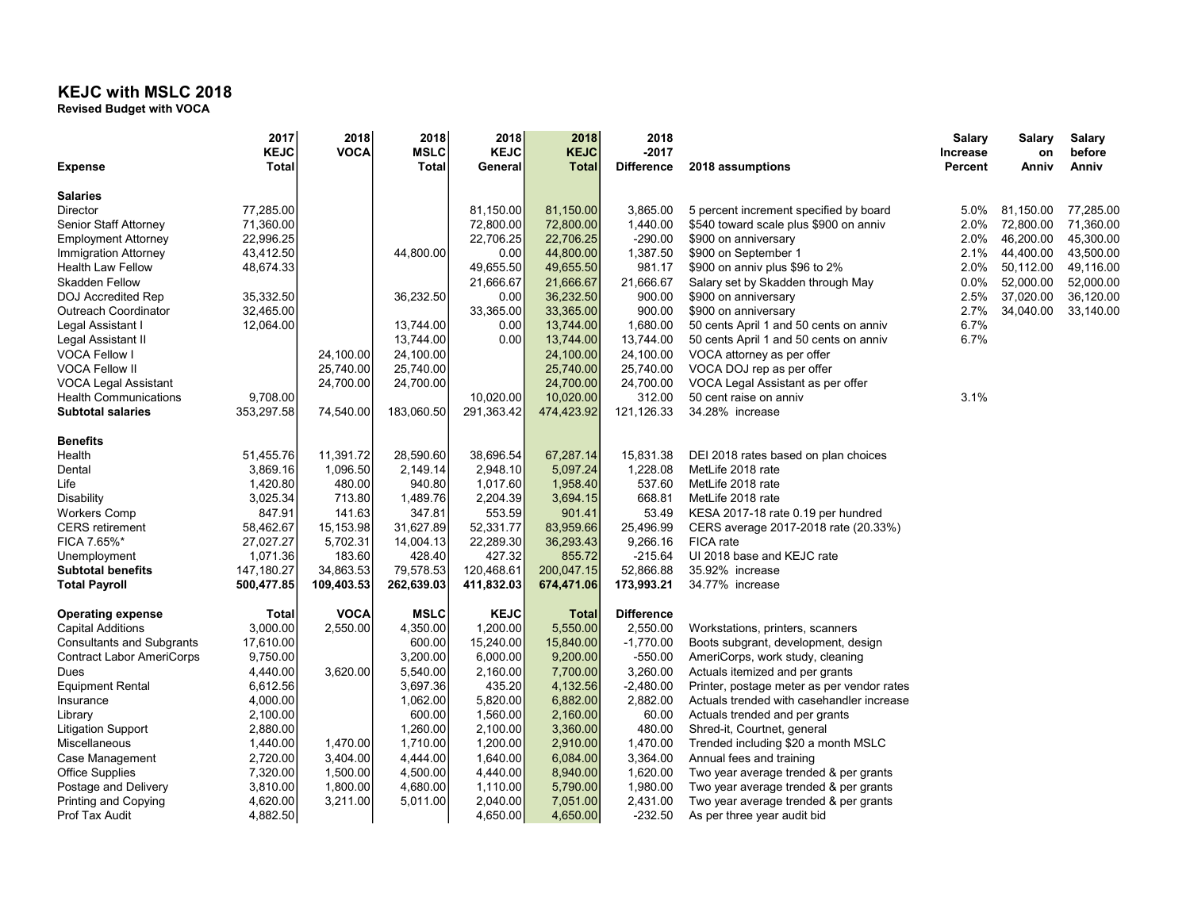# KEJC with MSLC 2018

**Revised Budget with VOCA**

| Expense | 2017 KEJC Total | 2018 VOCA | 2018 MSLC Total | 2018 KEJC General | 2018 KEJC Total | 2018 -2017 Difference | 2018 assumptions | Salary Increase Percent | Salary on Anniv | Salary before Anniv |
|---|---|---|---|---|---|---|---|---|---|---|
| **Salaries** | | | | | | | | | | |
| Director | 77,285.00 | | | 81,150.00 | 81,150.00 | 3,865.00 | 5 percent increment specified by board | 5.0% | 81,150.00 | 77,285.00 |
| Senior Staff Attorney | 71,360.00 | | | 72,800.00 | 72,800.00 | 1,440.00 | $540 toward scale plus $900 on anniv | 2.0% | 72,800.00 | 71,360.00 |
| Employment Attorney | 22,996.25 | | | 22,706.25 | 22,706.25 | -290.00 | $900 on anniversary | 2.0% | 46,200.00 | 45,300.00 |
| Immigration Attorney | 43,412.50 | | 44,800.00 | 0.00 | 44,800.00 | 1,387.50 | $900 on September 1 | 2.1% | 44,400.00 | 43,500.00 |
| Health Law Fellow | 48,674.33 | | | 49,655.50 | 49,655.50 | 981.17 | $900 on anniv plus $96 to 2% | 2.0% | 50,112.00 | 49,116.00 |
| Skadden Fellow | | | | 21,666.67 | 21,666.67 | 21,666.67 | Salary set by Skadden through May | 0.0% | 52,000.00 | 52,000.00 |
| DOJ Accredited Rep | 35,332.50 | | 36,232.50 | 0.00 | 36,232.50 | 900.00 | $900 on anniversary | 2.5% | 37,020.00 | 36,120.00 |
| Outreach Coordinator | 32,465.00 | | | 33,365.00 | 33,365.00 | 900.00 | $900 on anniversary | 2.7% | 34,040.00 | 33,140.00 |
| Legal Assistant I | 12,064.00 | | 13,744.00 | 0.00 | 13,744.00 | 1,680.00 | 50 cents April 1 and 50 cents on anniv | 6.7% | | |
| Legal Assistant II | | | 13,744.00 | 0.00 | 13,744.00 | 13,744.00 | 50 cents April 1 and 50 cents on anniv | 6.7% | | |
| VOCA Fellow I | | 24,100.00 | 24,100.00 | | 24,100.00 | 24,100.00 | VOCA attorney as per offer | | | |
| VOCA Fellow II | | 25,740.00 | 25,740.00 | | 25,740.00 | 25,740.00 | VOCA DOJ rep as per offer | | | |
| VOCA Legal Assistant | | 24,700.00 | 24,700.00 | | 24,700.00 | 24,700.00 | VOCA Legal Assistant as per offer | | | |
| Health Communications | 9,708.00 | | | 10,020.00 | 10,020.00 | 312.00 | 50 cent raise on anniv | 3.1% | | |
| **Subtotal salaries** | 353,297.58 | 74,540.00 | 183,060.50 | 291,363.42 | 474,423.92 | 121,126.33 | 34.28% increase | | | |
| **Benefits** | | | | | | | | | | |
| Health | 51,455.76 | 11,391.72 | 28,590.60 | 38,696.54 | 67,287.14 | 15,831.38 | DEI 2018 rates based on plan choices | | | |
| Dental | 3,869.16 | 1,096.50 | 2,149.14 | 2,948.10 | 5,097.24 | 1,228.08 | MetLife 2018 rate | | | |
| Life | 1,420.80 | 480.00 | 940.80 | 1,017.60 | 1,958.40 | 537.60 | MetLife 2018 rate | | | |
| Disability | 3,025.34 | 713.80 | 1,489.76 | 2,204.39 | 3,694.15 | 668.81 | MetLife 2018 rate | | | |
| Workers Comp | 847.91 | 141.63 | 347.81 | 553.59 | 901.41 | 53.49 | KESA 2017-18 rate 0.19 per hundred | | | |
| CERS retirement | 58,462.67 | 15,153.98 | 31,627.89 | 52,331.77 | 83,959.66 | 25,496.99 | CERS average 2017-2018 rate (20.33%) | | | |
| FICA 7.65%* | 27,027.27 | 5,702.31 | 14,004.13 | 22,289.30 | 36,293.43 | 9,266.16 | FICA rate | | | |
| Unemployment | 1,071.36 | 183.60 | 428.40 | 427.32 | 855.72 | -215.64 | UI 2018 base and KEJC rate | | | |
| **Subtotal benefits** | **147,180.27** | **34,863.53** | **79,578.53** | **120,468.61** | **200,047.15** | **52,866.88** | 35.92% increase | | | |
| **Total Payroll** | **500,477.85** | **109,403.53** | **262,639.03** | **411,832.03** | **674,471.06** | **173,993.21** | 34.77% increase | | | |
| **Operating expense** | **Total** | **VOCA** | **MSLC** | **KEJC** | **Total** | **Difference** | | | | |
| Capital Additions | 3,000.00 | 2,550.00 | 4,350.00 | 1,200.00 | 5,550.00 | 2,550.00 | Workstations, printers, scanners | | | |
| Consultants and Subgrants | 17,610.00 | | 600.00 | 15,240.00 | 15,840.00 | -1,770.00 | Boots subgrant, development, design | | | |
| Contract Labor AmeriCorps | 9,750.00 | | 3,200.00 | 6,000.00 | 9,200.00 | -550.00 | AmeriCorps, work study, cleaning | | | |
| Dues | 4,440.00 | 3,620.00 | 5,540.00 | 2,160.00 | 7,700.00 | 3,260.00 | Actuals itemized and per grants | | | |
| Equipment Rental | 6,612.56 | | 3,697.36 | 435.20 | 4,132.56 | -2,480.00 | Printer, postage meter as per vendor rates | | | |
| Insurance | 4,000.00 | | 1,062.00 | 5,820.00 | 6,882.00 | 2,882.00 | Actuals trended with casehandler increase | | | |
| Library | 2,100.00 | | 600.00 | 1,560.00 | 2,160.00 | 60.00 | Actuals trended and per grants | | | |
| Litigation Support | 2,880.00 | | 1,260.00 | 2,100.00 | 3,360.00 | 480.00 | Shred-it, Courtnet, general | | | |
| Miscellaneous | 1,440.00 | 1,470.00 | 1,710.00 | 1,200.00 | 2,910.00 | 1,470.00 | Trended including $20 a month MSLC | | | |
| Case Management | 2,720.00 | 3,404.00 | 4,444.00 | 1,640.00 | 6,084.00 | 3,364.00 | Annual fees and training | | | |
| Office Supplies | 7,320.00 | 1,500.00 | 4,500.00 | 4,440.00 | 8,940.00 | 1,620.00 | Two year average trended & per grants | | | |
| Postage and Delivery | 3,810.00 | 1,800.00 | 4,680.00 | 1,110.00 | 5,790.00 | 1,980.00 | Two year average trended & per grants | | | |
| Printing and Copying | 4,620.00 | 3,211.00 | 5,011.00 | 2,040.00 | 7,051.00 | 2,431.00 | Two year average trended & per grants | | | |
| Prof Tax Audit | 4,882.50 | | | 4,650.00 | 4,650.00 | -232.50 | As per three year audit bid | | | |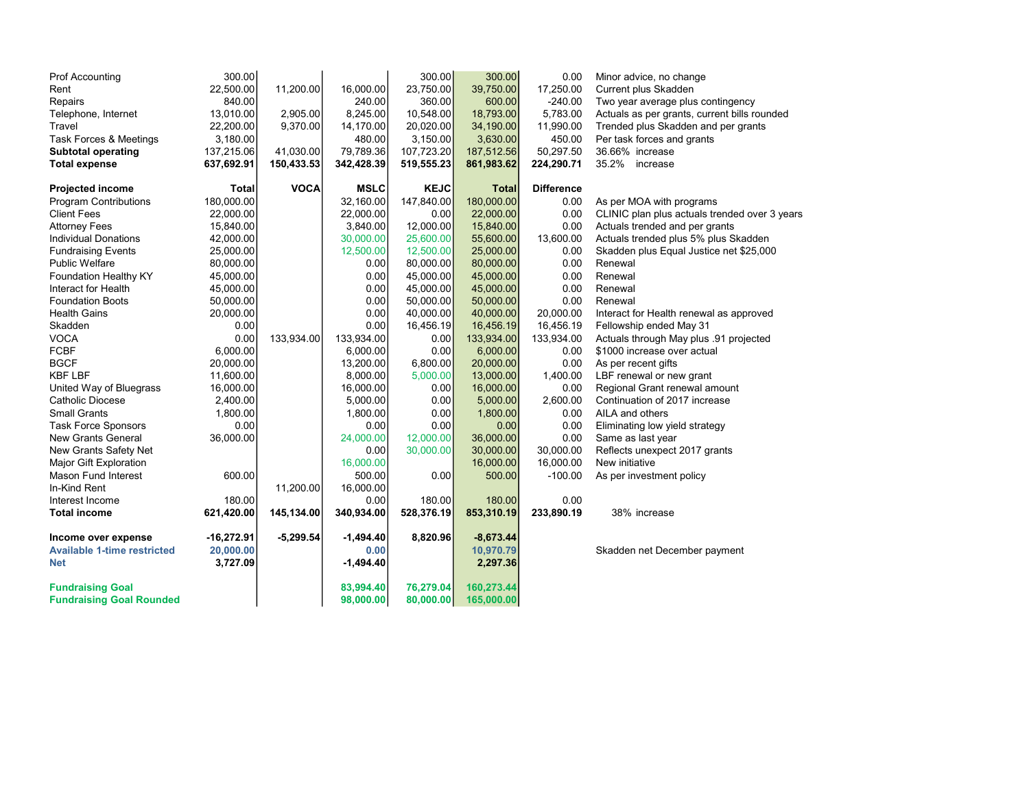| | | | | | | | |
|---|---|---|---|---|---|---|---|
| Prof Accounting | 300.00 | | | 300.00 | 300.00 | 0.00 | Minor advice, no change |
| Rent | 22,500.00 | 11,200.00 | 16,000.00 | 23,750.00 | 39,750.00 | 17,250.00 | Current plus Skadden |
| Repairs | 840.00 | | 240.00 | 360.00 | 600.00 | -240.00 | Two year average plus contingency |
| Telephone, Internet | 13,010.00 | 2,905.00 | 8,245.00 | 10,548.00 | 18,793.00 | 5,783.00 | Actuals as per grants, current bills rounded |
| Travel | 22,200.00 | 9,370.00 | 14,170.00 | 20,020.00 | 34,190.00 | 11,990.00 | Trended plus Skadden and per grants |
| Task Forces & Meetings | 3,180.00 | | 480.00 | 3,150.00 | 3,630.00 | 450.00 | Per task forces and grants |
| **Subtotal operating** | 137,215.06 | 41,030.00 | 79,789.36 | 107,723.20 | 187,512.56 | 50,297.50 | 36.66% increase |
| **Total expense** | **637,692.91** | **150,433.53** | **342,428.39** | **519,555.23** | **861,983.62** | **224,290.71** | 35.2% increase |
| | | | | | | | |
| **Projected income** | **Total** | **VOCA** | **MSLC** | **KEJC** | **Total** | **Difference** | |
| Program Contributions | 180,000.00 | | 32,160.00 | 147,840.00 | 180,000.00 | 0.00 | As per MOA with programs |
| Client Fees | 22,000.00 | | 22,000.00 | 0.00 | 22,000.00 | 0.00 | CLINIC plan plus actuals trended over 3 years |
| Attorney Fees | 15,840.00 | | 3,840.00 | 12,000.00 | 15,840.00 | 0.00 | Actuals trended and per grants |
| Individual Donations | 42,000.00 | | 30,000.00 | 25,600.00 | 55,600.00 | 13,600.00 | Actuals trended plus 5% plus Skadden |
| Fundraising Events | 25,000.00 | | 12,500.00 | 12,500.00 | 25,000.00 | 0.00 | Skadden plus Equal Justice net $25,000 |
| Public Welfare | 80,000.00 | | 0.00 | 80,000.00 | 80,000.00 | 0.00 | Renewal |
| Foundation Healthy KY | 45,000.00 | | 0.00 | 45,000.00 | 45,000.00 | 0.00 | Renewal |
| Interact for Health | 45,000.00 | | 0.00 | 45,000.00 | 45,000.00 | 0.00 | Renewal |
| Foundation Boots | 50,000.00 | | 0.00 | 50,000.00 | 50,000.00 | 0.00 | Renewal |
| Health Gains | 20,000.00 | | 0.00 | 40,000.00 | 40,000.00 | 20,000.00 | Interact for Health renewal as approved |
| Skadden | 0.00 | | 0.00 | 16,456.19 | 16,456.19 | 16,456.19 | Fellowship ended May 31 |
| VOCA | 0.00 | 133,934.00 | 133,934.00 | 0.00 | 133,934.00 | 133,934.00 | Actuals through May plus .91 projected |
| FCBF | 6,000.00 | | 6,000.00 | 0.00 | 6,000.00 | 0.00 | $1000 increase over actual |
| BGCF | 20,000.00 | | 13,200.00 | 6,800.00 | 20,000.00 | 0.00 | As per recent gifts |
| KBF LBF | 11,600.00 | | 8,000.00 | 5,000.00 | 13,000.00 | 1,400.00 | LBF renewal or new grant |
| United Way of Bluegrass | 16,000.00 | | 16,000.00 | 0.00 | 16,000.00 | 0.00 | Regional Grant renewal amount |
| Catholic Diocese | 2,400.00 | | 5,000.00 | 0.00 | 5,000.00 | 2,600.00 | Continuation of 2017 increase |
| Small Grants | 1,800.00 | | 1,800.00 | 0.00 | 1,800.00 | 0.00 | AILA and others |
| Task Force Sponsors | 0.00 | | 0.00 | 0.00 | 0.00 | 0.00 | Eliminating low yield strategy |
| New Grants General | 36,000.00 | | 24,000.00 | 12,000.00 | 36,000.00 | 0.00 | Same as last year |
| New Grants Safety Net | | | 0.00 | 30,000.00 | 30,000.00 | 30,000.00 | Reflects unexpect 2017 grants |
| Major Gift Exploration | | | 16,000.00 | | 16,000.00 | 16,000.00 | New initiative |
| Mason Fund Interest | 600.00 | | 500.00 | 0.00 | 500.00 | -100.00 | As per investment policy |
| In-Kind Rent | | 11,200.00 | 16,000.00 | | | | |
| Interest Income | 180.00 | | 0.00 | 180.00 | 180.00 | 0.00 | |
| **Total income** | **621,420.00** | **145,134.00** | **340,934.00** | **528,376.19** | **853,310.19** | **233,890.19** | 38% increase |
| | | | | | | | |
| **Income over expense** | **-16,272.91** | **-5,299.54** | **-1,494.40** | **8,820.96** | **-8,673.44** | | |
| **Available 1-time restricted** | **20,000.00** | | **0.00** | | **10,970.79** | | Skadden net December payment |
| **Net** | **3,727.09** | | **-1,494.40** | | **2,297.36** | | |
| | | | | | | | |
| **Fundraising Goal** | | | **83,994.40** | **76,279.04** | **160,273.44** | | |
| **Fundraising Goal Rounded** | | | **98,000.00** | **80,000.00** | **165,000.00** | | |